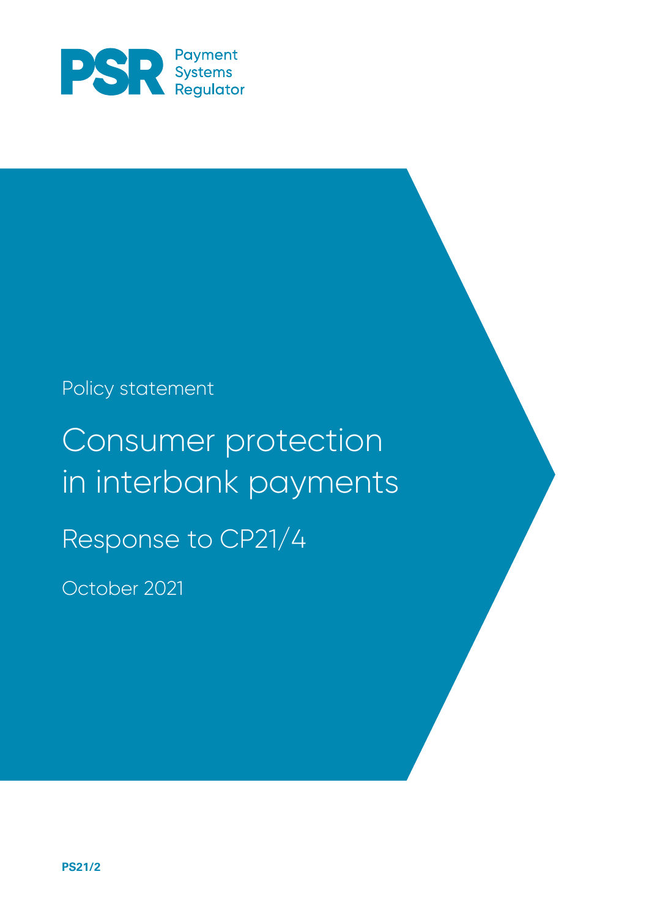PSR Payment Systems Regulator

Policy statement

# Consumer protection in interbank payments

## Response to CP21/4

October 2021

**PS21/2**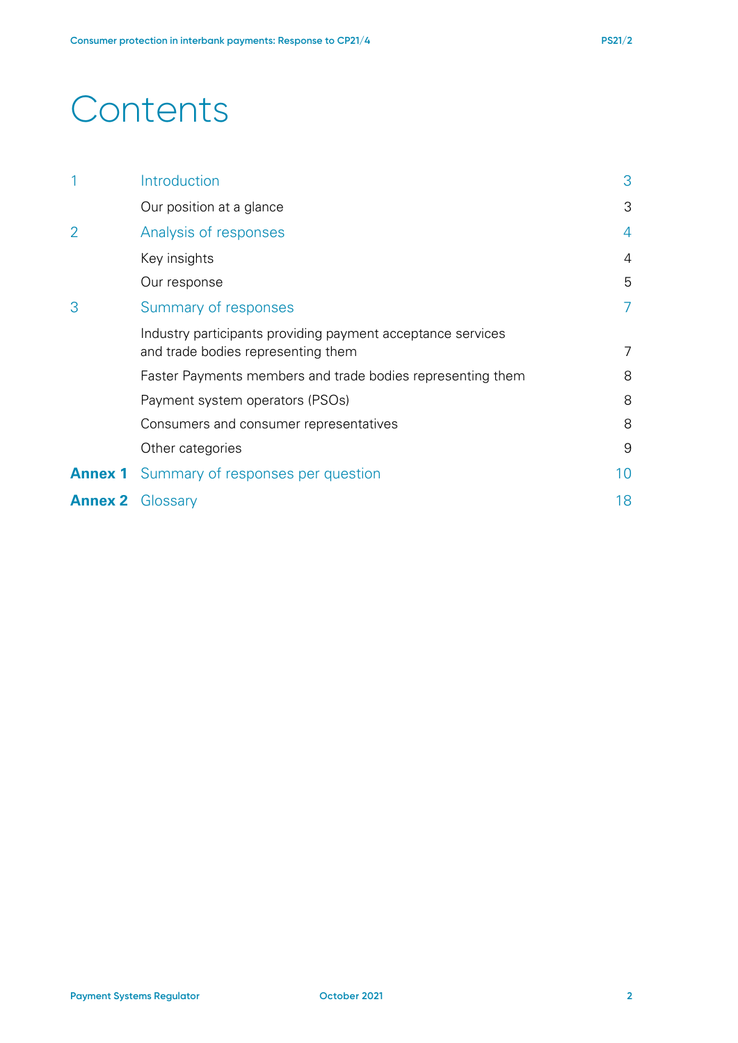# Contents

| | | |
|---|---|---|
| 1 | Introduction | 3 |
| | Our position at a glance | 3 |
| 2 | Analysis of responses | 4 |
| | Key insights | 4 |
| | Our response | 5 |
| 3 | Summary of responses | 7 |
| | Industry participants providing payment acceptance services and trade bodies representing them | 7 |
| | Faster Payments members and trade bodies representing them | 8 |
| | Payment system operators (PSOs) | 8 |
| | Consumers and consumer representatives | 8 |
| | Other categories | 9 |
| **Annex 1** | Summary of responses per question | 10 |
| **Annex 2** | Glossary | 18 |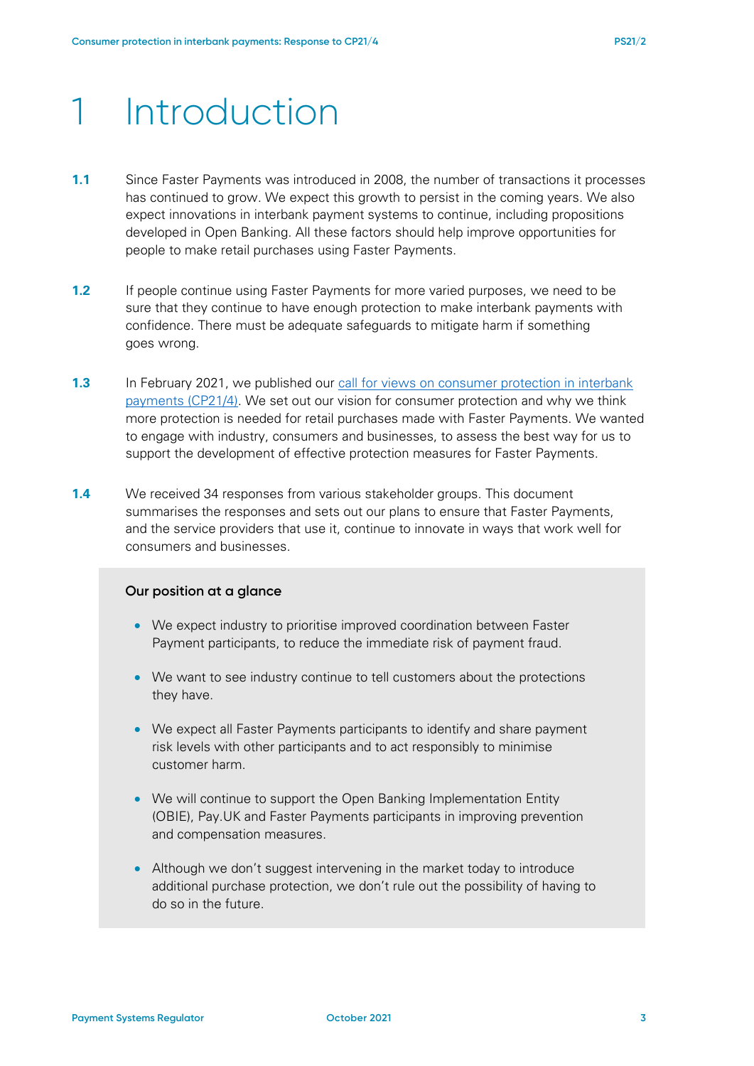# 1 Introduction

**1.1** Since Faster Payments was introduced in 2008, the number of transactions it processes has continued to grow. We expect this growth to persist in the coming years. We also expect innovations in interbank payment systems to continue, including propositions developed in Open Banking. All these factors should help improve opportunities for people to make retail purchases using Faster Payments.

**1.2** If people continue using Faster Payments for more varied purposes, we need to be sure that they continue to have enough protection to make interbank payments with confidence. There must be adequate safeguards to mitigate harm if something goes wrong.

**1.3** In February 2021, we published our call for views on consumer protection in interbank payments (CP21/4). We set out our vision for consumer protection and why we think more protection is needed for retail purchases made with Faster Payments. We wanted to engage with industry, consumers and businesses, to assess the best way for us to support the development of effective protection measures for Faster Payments.

**1.4** We received 34 responses from various stakeholder groups. This document summarises the responses and sets out our plans to ensure that Faster Payments, and the service providers that use it, continue to innovate in ways that work well for consumers and businesses.

**Our position at a glance**

- We expect industry to prioritise improved coordination between Faster Payment participants, to reduce the immediate risk of payment fraud.
- We want to see industry continue to tell customers about the protections they have.
- We expect all Faster Payments participants to identify and share payment risk levels with other participants and to act responsibly to minimise customer harm.
- We will continue to support the Open Banking Implementation Entity (OBIE), Pay.UK and Faster Payments participants in improving prevention and compensation measures.
- Although we don't suggest intervening in the market today to introduce additional purchase protection, we don't rule out the possibility of having to do so in the future.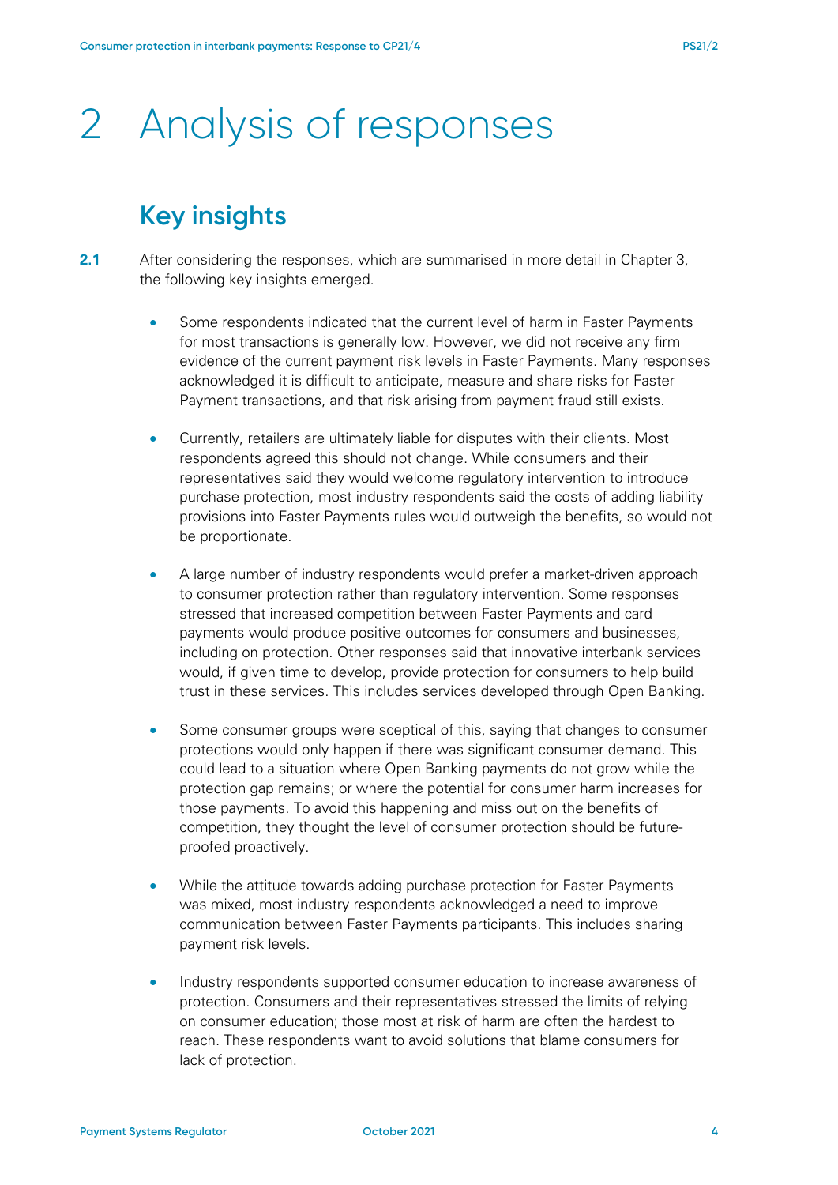# 2 Analysis of responses

## Key insights

**2.1** After considering the responses, which are summarised in more detail in Chapter 3, the following key insights emerged.

- Some respondents indicated that the current level of harm in Faster Payments for most transactions is generally low. However, we did not receive any firm evidence of the current payment risk levels in Faster Payments. Many responses acknowledged it is difficult to anticipate, measure and share risks for Faster Payment transactions, and that risk arising from payment fraud still exists.

- Currently, retailers are ultimately liable for disputes with their clients. Most respondents agreed this should not change. While consumers and their representatives said they would welcome regulatory intervention to introduce purchase protection, most industry respondents said the costs of adding liability provisions into Faster Payments rules would outweigh the benefits, so would not be proportionate.

- A large number of industry respondents would prefer a market-driven approach to consumer protection rather than regulatory intervention. Some responses stressed that increased competition between Faster Payments and card payments would produce positive outcomes for consumers and businesses, including on protection. Other responses said that innovative interbank services would, if given time to develop, provide protection for consumers to help build trust in these services. This includes services developed through Open Banking.

- Some consumer groups were sceptical of this, saying that changes to consumer protections would only happen if there was significant consumer demand. This could lead to a situation where Open Banking payments do not grow while the protection gap remains; or where the potential for consumer harm increases for those payments. To avoid this happening and miss out on the benefits of competition, they thought the level of consumer protection should be future-proofed proactively.

- While the attitude towards adding purchase protection for Faster Payments was mixed, most industry respondents acknowledged a need to improve communication between Faster Payments participants. This includes sharing payment risk levels.

- Industry respondents supported consumer education to increase awareness of protection. Consumers and their representatives stressed the limits of relying on consumer education; those most at risk of harm are often the hardest to reach. These respondents want to avoid solutions that blame consumers for lack of protection.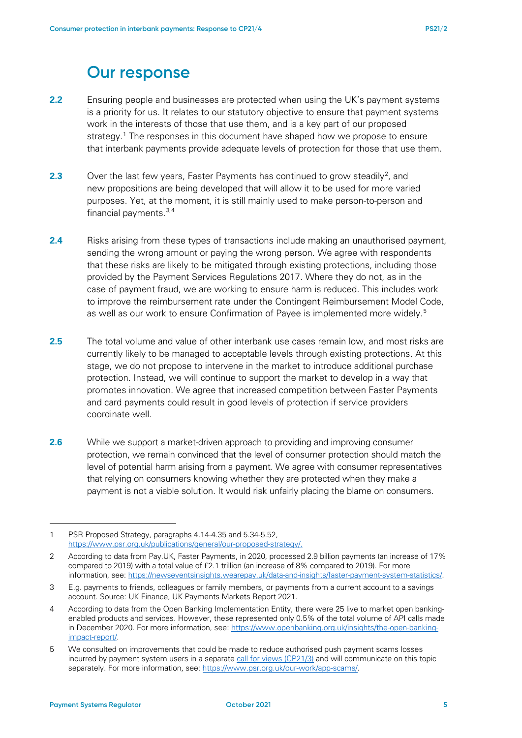## Our response

**2.2** Ensuring people and businesses are protected when using the UK's payment systems is a priority for us. It relates to our statutory objective to ensure that payment systems work in the interests of those that use them, and is a key part of our proposed strategy.[1] The responses in this document have shaped how we propose to ensure that interbank payments provide adequate levels of protection for those that use them.

**2.3** Over the last few years, Faster Payments has continued to grow steadily[2], and new propositions are being developed that will allow it to be used for more varied purposes. Yet, at the moment, it is still mainly used to make person-to-person and financial payments.[3,4]

**2.4** Risks arising from these types of transactions include making an unauthorised payment, sending the wrong amount or paying the wrong person. We agree with respondents that these risks are likely to be mitigated through existing protections, including those provided by the Payment Services Regulations 2017. Where they do not, as in the case of payment fraud, we are working to ensure harm is reduced. This includes work to improve the reimbursement rate under the Contingent Reimbursement Model Code, as well as our work to ensure Confirmation of Payee is implemented more widely.[5]

**2.5** The total volume and value of other interbank use cases remain low, and most risks are currently likely to be managed to acceptable levels through existing protections. At this stage, we do not propose to intervene in the market to introduce additional purchase protection. Instead, we will continue to support the market to develop in a way that promotes innovation. We agree that increased competition between Faster Payments and card payments could result in good levels of protection if service providers coordinate well.

**2.6** While we support a market-driven approach to providing and improving consumer protection, we remain convinced that the level of consumer protection should match the level of potential harm arising from a payment. We agree with consumer representatives that relying on consumers knowing whether they are protected when they make a payment is not a viable solution. It would risk unfairly placing the blame on consumers.

---

1 PSR Proposed Strategy, paragraphs 4.14-4.35 and 5.34-5.52, https://www.psr.org.uk/publications/general/our-proposed-strategy/.

2 According to data from Pay.UK, Faster Payments, in 2020, processed 2.9 billion payments (an increase of 17% compared to 2019) with a total value of £2.1 trillion (an increase of 8% compared to 2019). For more information, see: https://newseventsinsights.wearepay.uk/data-and-insights/faster-payment-system-statistics/.

3 E.g. payments to friends, colleagues or family members, or payments from a current account to a savings account. Source: UK Finance, UK Payments Markets Report 2021.

4 According to data from the Open Banking Implementation Entity, there were 25 live to market open banking-enabled products and services. However, these represented only 0.5% of the total volume of API calls made in December 2020. For more information, see: https://www.openbanking.org.uk/insights/the-open-banking-impact-report/.

5 We consulted on improvements that could be made to reduce authorised push payment scams losses incurred by payment system users in a separate call for views (CP21/3) and will communicate on this topic separately. For more information, see: https://www.psr.org.uk/our-work/app-scams/.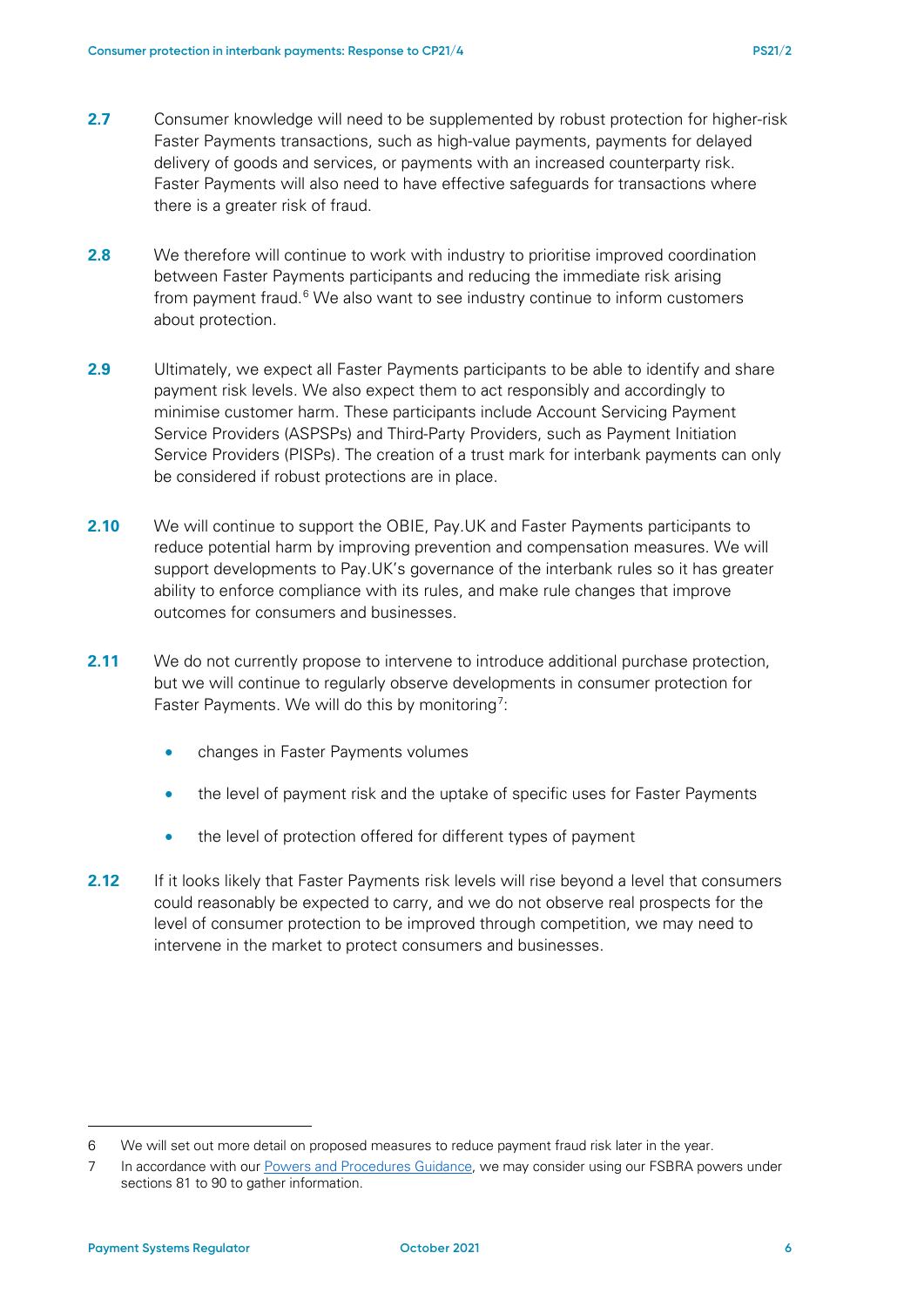**2.7** Consumer knowledge will need to be supplemented by robust protection for higher-risk Faster Payments transactions, such as high-value payments, payments for delayed delivery of goods and services, or payments with an increased counterparty risk. Faster Payments will also need to have effective safeguards for transactions where there is a greater risk of fraud.

**2.8** We therefore will continue to work with industry to prioritise improved coordination between Faster Payments participants and reducing the immediate risk arising from payment fraud.[6] We also want to see industry continue to inform customers about protection.

**2.9** Ultimately, we expect all Faster Payments participants to be able to identify and share payment risk levels. We also expect them to act responsibly and accordingly to minimise customer harm. These participants include Account Servicing Payment Service Providers (ASPSPs) and Third-Party Providers, such as Payment Initiation Service Providers (PISPs). The creation of a trust mark for interbank payments can only be considered if robust protections are in place.

**2.10** We will continue to support the OBIE, Pay.UK and Faster Payments participants to reduce potential harm by improving prevention and compensation measures. We will support developments to Pay.UK's governance of the interbank rules so it has greater ability to enforce compliance with its rules, and make rule changes that improve outcomes for consumers and businesses.

**2.11** We do not currently propose to intervene to introduce additional purchase protection, but we will continue to regularly observe developments in consumer protection for Faster Payments. We will do this by monitoring[7]:

- changes in Faster Payments volumes
- the level of payment risk and the uptake of specific uses for Faster Payments
- the level of protection offered for different types of payment

**2.12** If it looks likely that Faster Payments risk levels will rise beyond a level that consumers could reasonably be expected to carry, and we do not observe real prospects for the level of consumer protection to be improved through competition, we may need to intervene in the market to protect consumers and businesses.

---

6 We will set out more detail on proposed measures to reduce payment fraud risk later in the year.

7 In accordance with our Powers and Procedures Guidance, we may consider using our FSBRA powers under sections 81 to 90 to gather information.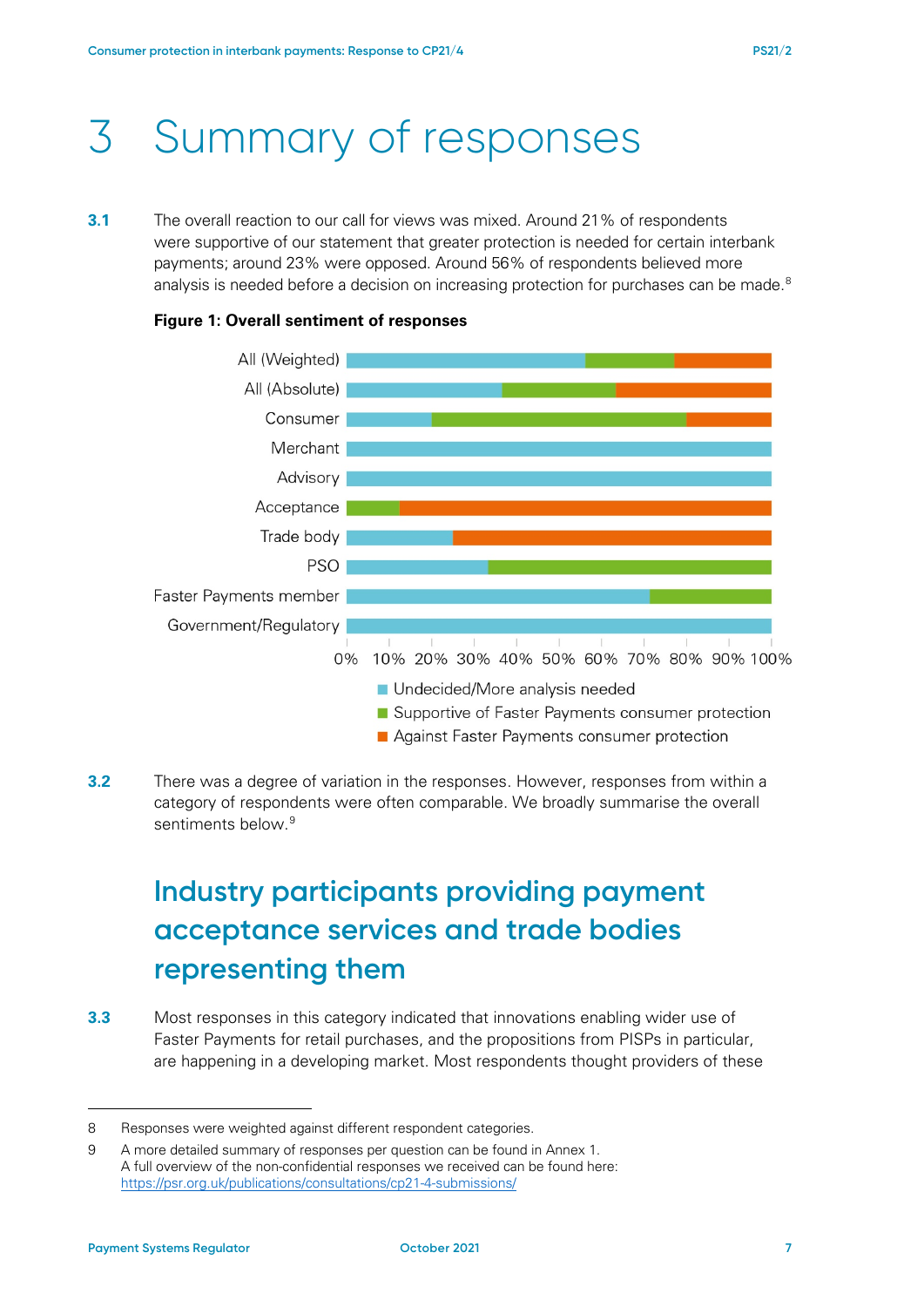# 3 Summary of responses

**3.1** The overall reaction to our call for views was mixed. Around 21% of respondents were supportive of our statement that greater protection is needed for certain interbank payments; around 23% were opposed. Around 56% of respondents believed more analysis is needed before a decision on increasing protection for purchases can be made.[8]

**Figure 1: Overall sentiment of responses**

**3.2** There was a degree of variation in the responses. However, responses from within a category of respondents were often comparable. We broadly summarise the overall sentiments below.[9]

## Industry participants providing payment acceptance services and trade bodies representing them

**3.3** Most responses in this category indicated that innovations enabling wider use of Faster Payments for retail purchases, and the propositions from PISPs in particular, are happening in a developing market. Most respondents thought providers of these

8 Responses were weighted against different respondent categories.

9 A more detailed summary of responses per question can be found in Annex 1.
A full overview of the non-confidential responses we received can be found here: https://psr.org.uk/publications/consultations/cp21-4-submissions/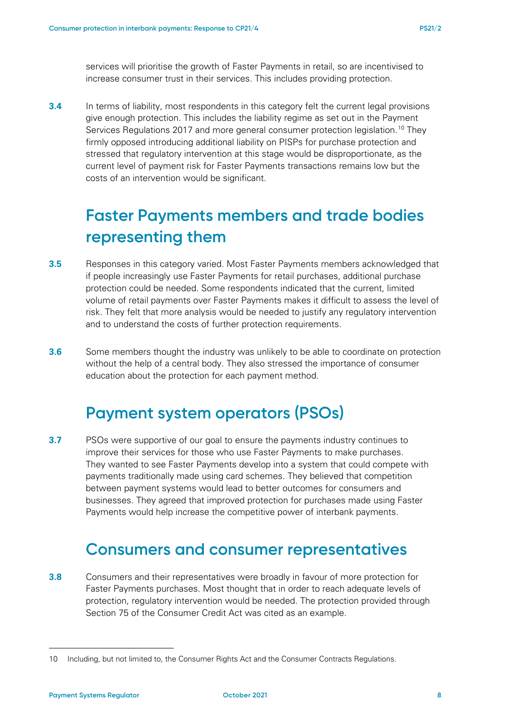services will prioritise the growth of Faster Payments in retail, so are incentivised to increase consumer trust in their services. This includes providing protection.

**3.4** In terms of liability, most respondents in this category felt the current legal provisions give enough protection. This includes the liability regime as set out in the Payment Services Regulations 2017 and more general consumer protection legislation.[10] They firmly opposed introducing additional liability on PISPs for purchase protection and stressed that regulatory intervention at this stage would be disproportionate, as the current level of payment risk for Faster Payments transactions remains low but the costs of an intervention would be significant.

## Faster Payments members and trade bodies representing them

**3.5** Responses in this category varied. Most Faster Payments members acknowledged that if people increasingly use Faster Payments for retail purchases, additional purchase protection could be needed. Some respondents indicated that the current, limited volume of retail payments over Faster Payments makes it difficult to assess the level of risk. They felt that more analysis would be needed to justify any regulatory intervention and to understand the costs of further protection requirements.

**3.6** Some members thought the industry was unlikely to be able to coordinate on protection without the help of a central body. They also stressed the importance of consumer education about the protection for each payment method.

## Payment system operators (PSOs)

**3.7** PSOs were supportive of our goal to ensure the payments industry continues to improve their services for those who use Faster Payments to make purchases. They wanted to see Faster Payments develop into a system that could compete with payments traditionally made using card schemes. They believed that competition between payment systems would lead to better outcomes for consumers and businesses. They agreed that improved protection for purchases made using Faster Payments would help increase the competitive power of interbank payments.

## Consumers and consumer representatives

**3.8** Consumers and their representatives were broadly in favour of more protection for Faster Payments purchases. Most thought that in order to reach adequate levels of protection, regulatory intervention would be needed. The protection provided through Section 75 of the Consumer Credit Act was cited as an example.

---

10 Including, but not limited to, the Consumer Rights Act and the Consumer Contracts Regulations.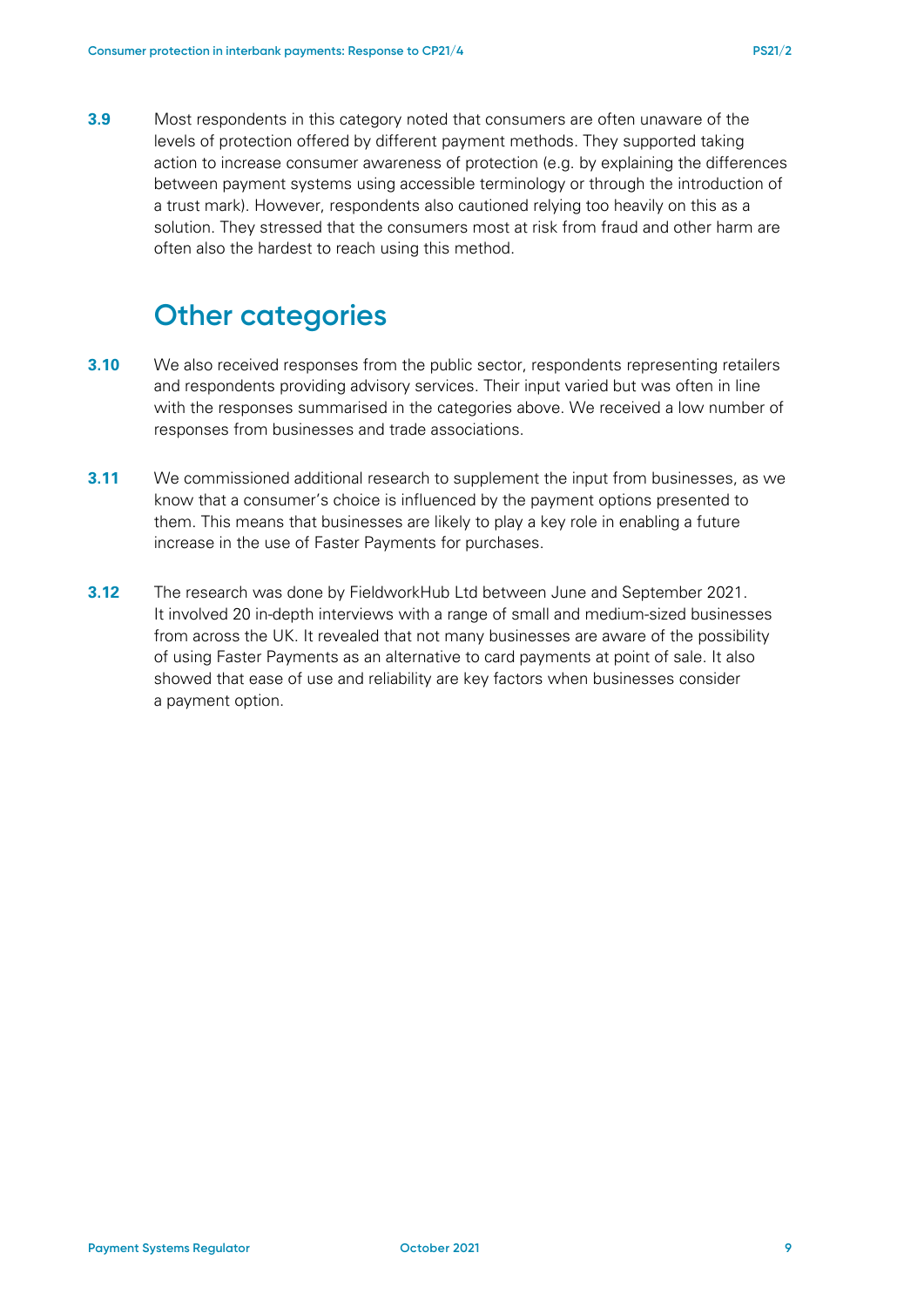**3.9** Most respondents in this category noted that consumers are often unaware of the levels of protection offered by different payment methods. They supported taking action to increase consumer awareness of protection (e.g. by explaining the differences between payment systems using accessible terminology or through the introduction of a trust mark). However, respondents also cautioned relying too heavily on this as a solution. They stressed that the consumers most at risk from fraud and other harm are often also the hardest to reach using this method.

## Other categories

**3.10** We also received responses from the public sector, respondents representing retailers and respondents providing advisory services. Their input varied but was often in line with the responses summarised in the categories above. We received a low number of responses from businesses and trade associations.

**3.11** We commissioned additional research to supplement the input from businesses, as we know that a consumer's choice is influenced by the payment options presented to them. This means that businesses are likely to play a key role in enabling a future increase in the use of Faster Payments for purchases.

**3.12** The research was done by FieldworkHub Ltd between June and September 2021. It involved 20 in-depth interviews with a range of small and medium-sized businesses from across the UK. It revealed that not many businesses are aware of the possibility of using Faster Payments as an alternative to card payments at point of sale. It also showed that ease of use and reliability are key factors when businesses consider a payment option.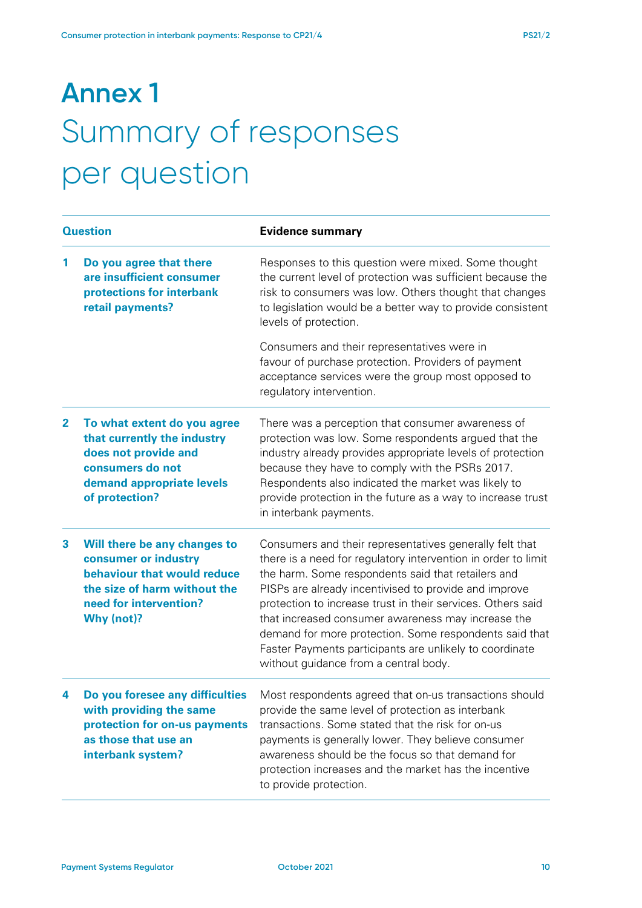# Annex 1
## Summary of responses per question

| Question | Evidence summary |
|---|---|
| **1 Do you agree that there are insufficient consumer protections for interbank retail payments?** | Responses to this question were mixed. Some thought the current level of protection was sufficient because the risk to consumers was low. Others thought that changes to legislation would be a better way to provide consistent levels of protection.<br><br>Consumers and their representatives were in favour of purchase protection. Providers of payment acceptance services were the group most opposed to regulatory intervention. |
| **2 To what extent do you agree that currently the industry does not provide and consumers do not demand appropriate levels of protection?** | There was a perception that consumer awareness of protection was low. Some respondents argued that the industry already provides appropriate levels of protection because they have to comply with the PSRs 2017. Respondents also indicated the market was likely to provide protection in the future as a way to increase trust in interbank payments. |
| **3 Will there be any changes to consumer or industry behaviour that would reduce the size of harm without the need for intervention? Why (not)?** | Consumers and their representatives generally felt that there is a need for regulatory intervention in order to limit the harm. Some respondents said that retailers and PISPs are already incentivised to provide and improve protection to increase trust in their services. Others said that increased consumer awareness may increase the demand for more protection. Some respondents said that Faster Payments participants are unlikely to coordinate without guidance from a central body. |
| **4 Do you foresee any difficulties with providing the same protection for on-us payments as those that use an interbank system?** | Most respondents agreed that on-us transactions should provide the same level of protection as interbank transactions. Some stated that the risk for on-us payments is generally lower. They believe consumer awareness should be the focus so that demand for protection increases and the market has the incentive to provide protection. |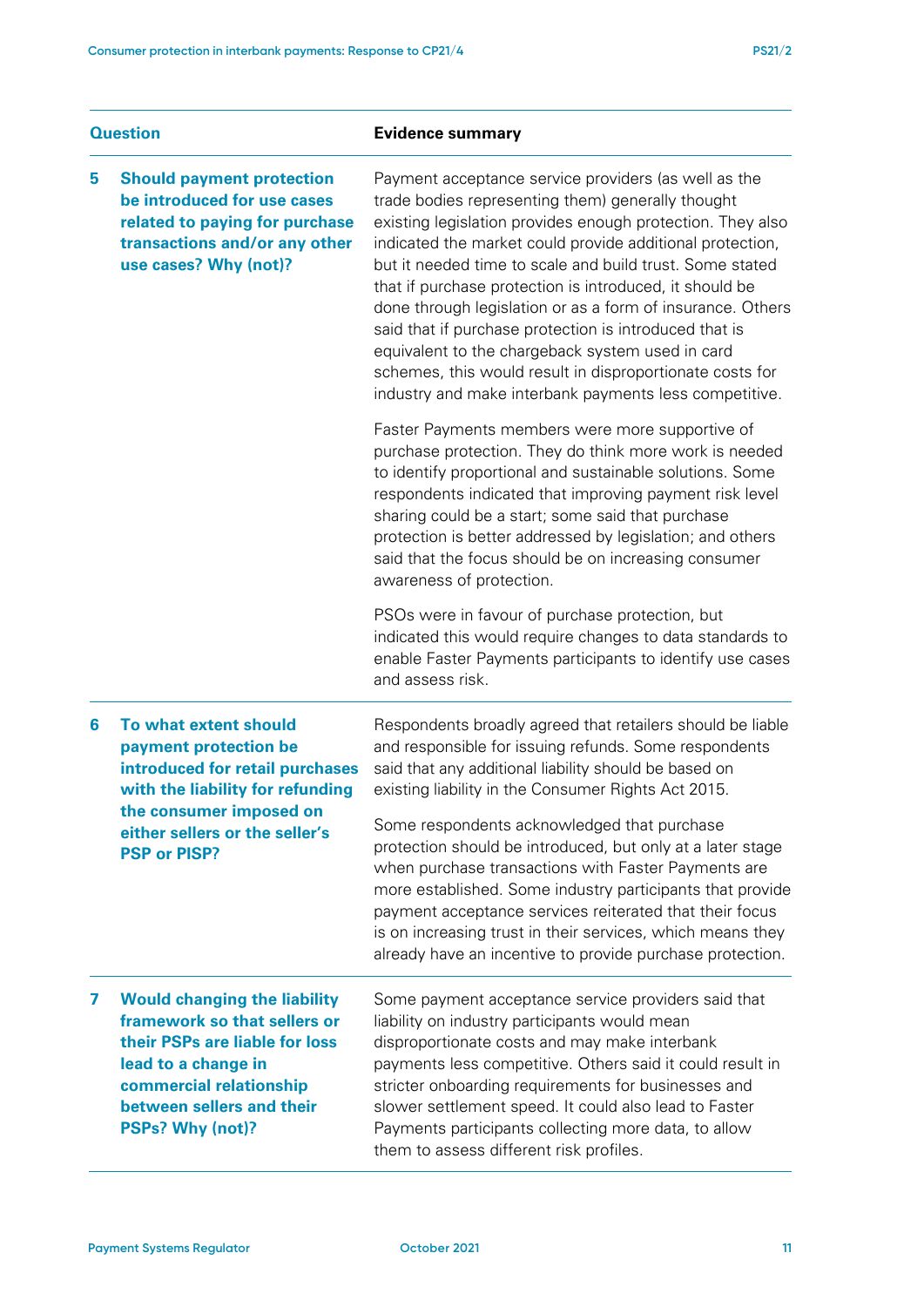| Question | Evidence summary |
|---|---|
| **5 Should payment protection be introduced for use cases related to paying for purchase transactions and/or any other use cases? Why (not)?** | Payment acceptance service providers (as well as the trade bodies representing them) generally thought existing legislation provides enough protection. They also indicated the market could provide additional protection, but it needed time to scale and build trust. Some stated that if purchase protection is introduced, it should be done through legislation or as a form of insurance. Others said that if purchase protection is introduced that is equivalent to the chargeback system used in card schemes, this would result in disproportionate costs for industry and make interbank payments less competitive.<br><br>Faster Payments members were more supportive of purchase protection. They do think more work is needed to identify proportional and sustainable solutions. Some respondents indicated that improving payment risk level sharing could be a start; some said that purchase protection is better addressed by legislation; and others said that the focus should be on increasing consumer awareness of protection.<br><br>PSOs were in favour of purchase protection, but indicated this would require changes to data standards to enable Faster Payments participants to identify use cases and assess risk. |
| **6 To what extent should payment protection be introduced for retail purchases with the liability for refunding the consumer imposed on either sellers or the seller's PSP or PISP?** | Respondents broadly agreed that retailers should be liable and responsible for issuing refunds. Some respondents said that any additional liability should be based on existing liability in the Consumer Rights Act 2015.<br><br>Some respondents acknowledged that purchase protection should be introduced, but only at a later stage when purchase transactions with Faster Payments are more established. Some industry participants that provide payment acceptance services reiterated that their focus is on increasing trust in their services, which means they already have an incentive to provide purchase protection. |
| **7 Would changing the liability framework so that sellers or their PSPs are liable for loss lead to a change in commercial relationship between sellers and their PSPs? Why (not)?** | Some payment acceptance service providers said that liability on industry participants would mean disproportionate costs and may make interbank payments less competitive. Others said it could result in stricter onboarding requirements for businesses and slower settlement speed. It could also lead to Faster Payments participants collecting more data, to allow them to assess different risk profiles. |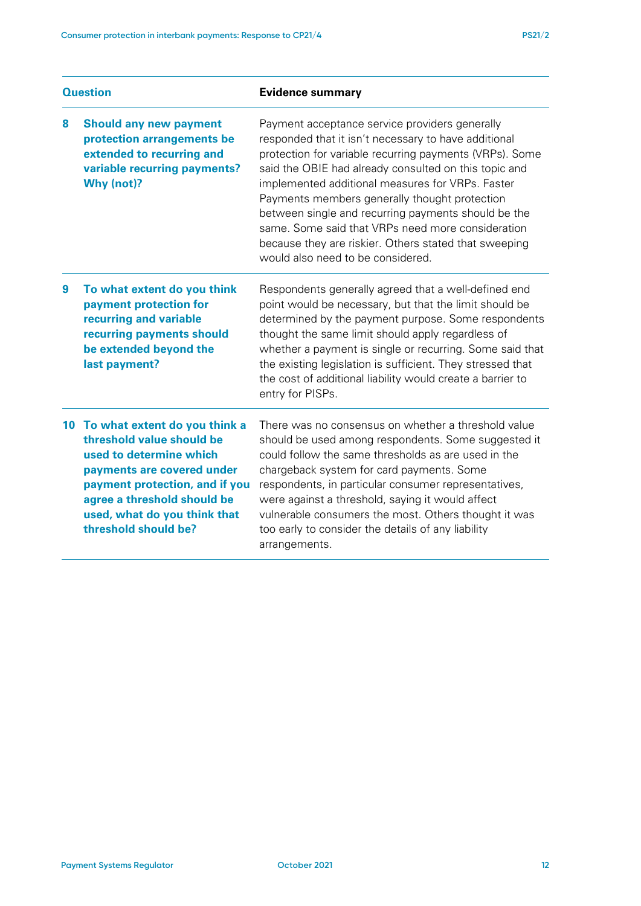| Question | Evidence summary |
|---|---|
| **8 Should any new payment protection arrangements be extended to recurring and variable recurring payments? Why (not)?** | Payment acceptance service providers generally responded that it isn't necessary to have additional protection for variable recurring payments (VRPs). Some said the OBIE had already consulted on this topic and implemented additional measures for VRPs. Faster Payments members generally thought protection between single and recurring payments should be the same. Some said that VRPs need more consideration because they are riskier. Others stated that sweeping would also need to be considered. |
| **9 To what extent do you think payment protection for recurring and variable recurring payments should be extended beyond the last payment?** | Respondents generally agreed that a well-defined end point would be necessary, but that the limit should be determined by the payment purpose. Some respondents thought the same limit should apply regardless of whether a payment is single or recurring. Some said that the existing legislation is sufficient. They stressed that the cost of additional liability would create a barrier to entry for PISPs. |
| **10 To what extent do you think a threshold value should be used to determine which payments are covered under payment protection, and if you agree a threshold should be used, what do you think that threshold should be?** | There was no consensus on whether a threshold value should be used among respondents. Some suggested it could follow the same thresholds as are used in the chargeback system for card payments. Some respondents, in particular consumer representatives, were against a threshold, saying it would affect vulnerable consumers the most. Others thought it was too early to consider the details of any liability arrangements. |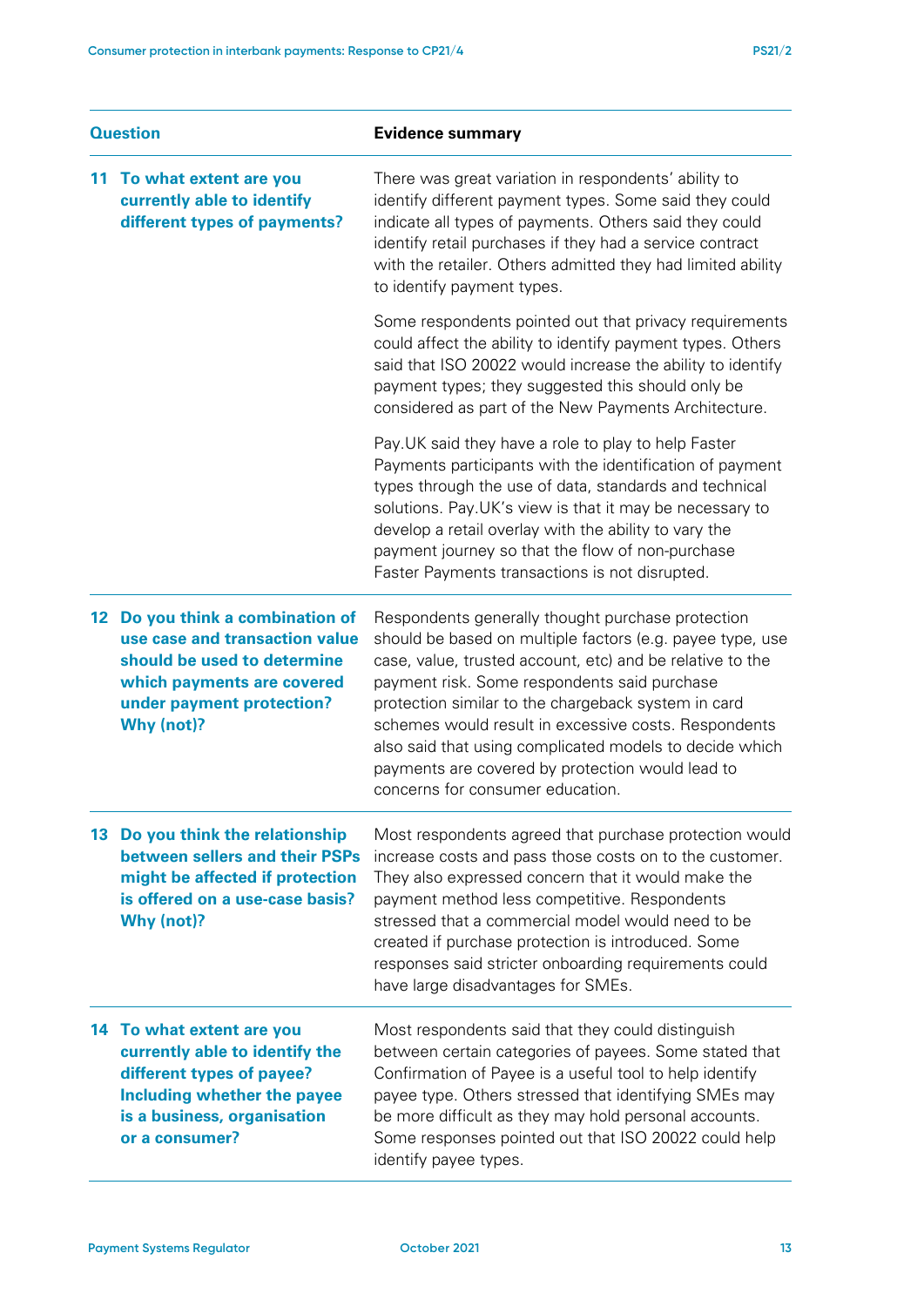| Question | Evidence summary |
|---|---|
| **11 To what extent are you currently able to identify different types of payments?** | There was great variation in respondents' ability to identify different payment types. Some said they could indicate all types of payments. Others said they could identify retail purchases if they had a service contract with the retailer. Others admitted they had limited ability to identify payment types.<br><br>Some respondents pointed out that privacy requirements could affect the ability to identify payment types. Others said that ISO 20022 would increase the ability to identify payment types; they suggested this should only be considered as part of the New Payments Architecture.<br><br>Pay.UK said they have a role to play to help Faster Payments participants with the identification of payment types through the use of data, standards and technical solutions. Pay.UK's view is that it may be necessary to develop a retail overlay with the ability to vary the payment journey so that the flow of non-purchase Faster Payments transactions is not disrupted. |
| **12 Do you think a combination of use case and transaction value should be used to determine which payments are covered under payment protection? Why (not)?** | Respondents generally thought purchase protection should be based on multiple factors (e.g. payee type, use case, value, trusted account, etc) and be relative to the payment risk. Some respondents said purchase protection similar to the chargeback system in card schemes would result in excessive costs. Respondents also said that using complicated models to decide which payments are covered by protection would lead to concerns for consumer education. |
| **13 Do you think the relationship between sellers and their PSPs might be affected if protection is offered on a use-case basis? Why (not)?** | Most respondents agreed that purchase protection would increase costs and pass those costs on to the customer. They also expressed concern that it would make the payment method less competitive. Respondents stressed that a commercial model would need to be created if purchase protection is introduced. Some responses said stricter onboarding requirements could have large disadvantages for SMEs. |
| **14 To what extent are you currently able to identify the different types of payee? Including whether the payee is a business, organisation or a consumer?** | Most respondents said that they could distinguish between certain categories of payees. Some stated that Confirmation of Payee is a useful tool to help identify payee type. Others stressed that identifying SMEs may be more difficult as they may hold personal accounts. Some responses pointed out that ISO 20022 could help identify payee types. |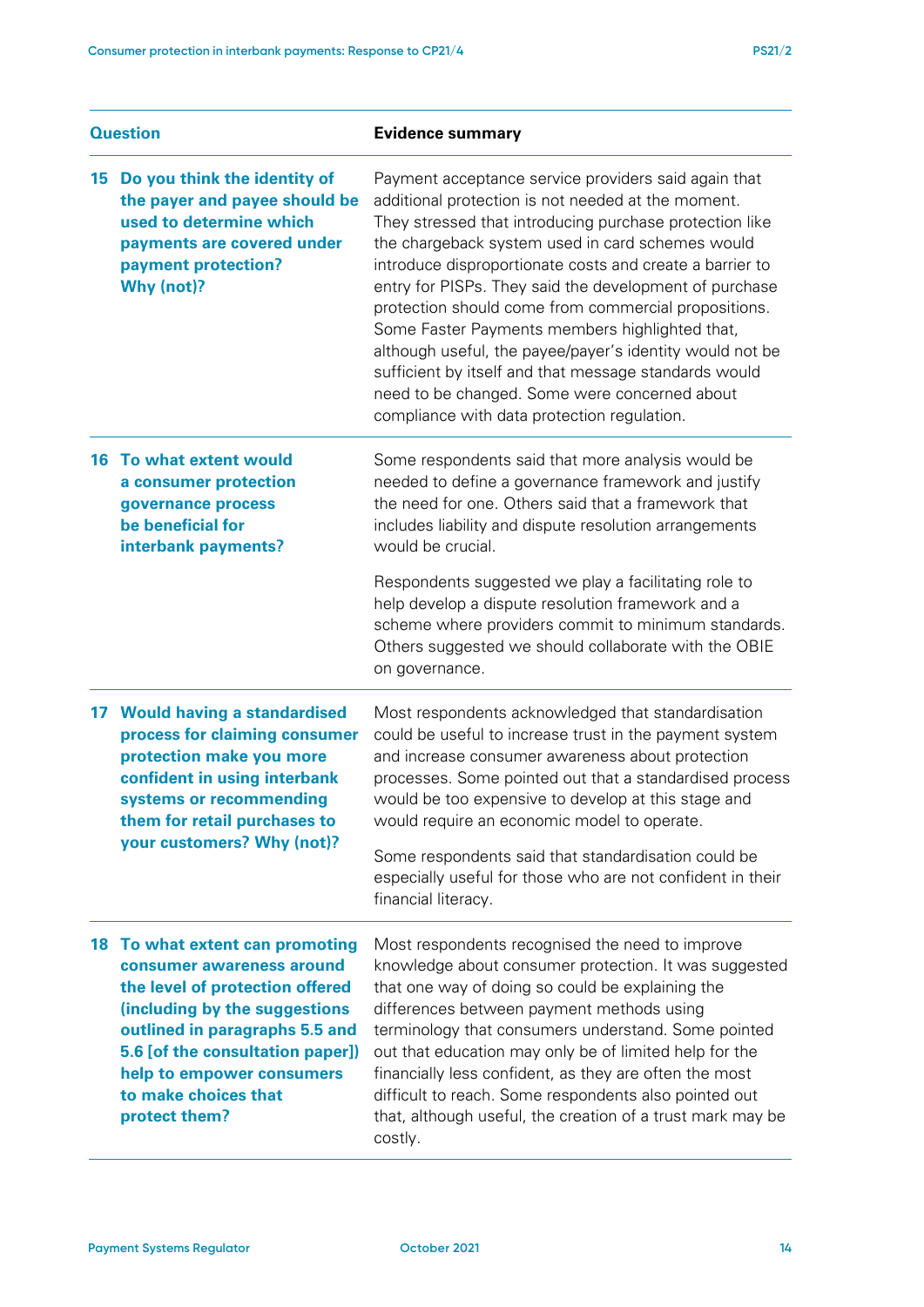| Question | Evidence summary |
| --- | --- |
| **15 Do you think the identity of the payer and payee should be used to determine which payments are covered under payment protection? Why (not)?** | Payment acceptance service providers said again that additional protection is not needed at the moment. They stressed that introducing purchase protection like the chargeback system used in card schemes would introduce disproportionate costs and create a barrier to entry for PISPs. They said the development of purchase protection should come from commercial propositions. Some Faster Payments members highlighted that, although useful, the payee/payer's identity would not be sufficient by itself and that message standards would need to be changed. Some were concerned about compliance with data protection regulation. |
| **16 To what extent would a consumer protection governance process be beneficial for interbank payments?** | Some respondents said that more analysis would be needed to define a governance framework and justify the need for one. Others said that a framework that includes liability and dispute resolution arrangements would be crucial.<br><br>Respondents suggested we play a facilitating role to help develop a dispute resolution framework and a scheme where providers commit to minimum standards. Others suggested we should collaborate with the OBIE on governance. |
| **17 Would having a standardised process for claiming consumer protection make you more confident in using interbank systems or recommending them for retail purchases to your customers? Why (not)?** | Most respondents acknowledged that standardisation could be useful to increase trust in the payment system and increase consumer awareness about protection processes. Some pointed out that a standardised process would be too expensive to develop at this stage and would require an economic model to operate.<br><br>Some respondents said that standardisation could be especially useful for those who are not confident in their financial literacy. |
| **18 To what extent can promoting consumer awareness around the level of protection offered (including by the suggestions outlined in paragraphs 5.5 and 5.6 [of the consultation paper]) help to empower consumers to make choices that protect them?** | Most respondents recognised the need to improve knowledge about consumer protection. It was suggested that one way of doing so could be explaining the differences between payment methods using terminology that consumers understand. Some pointed out that education may only be of limited help for the financially less confident, as they are often the most difficult to reach. Some respondents also pointed out that, although useful, the creation of a trust mark may be costly. |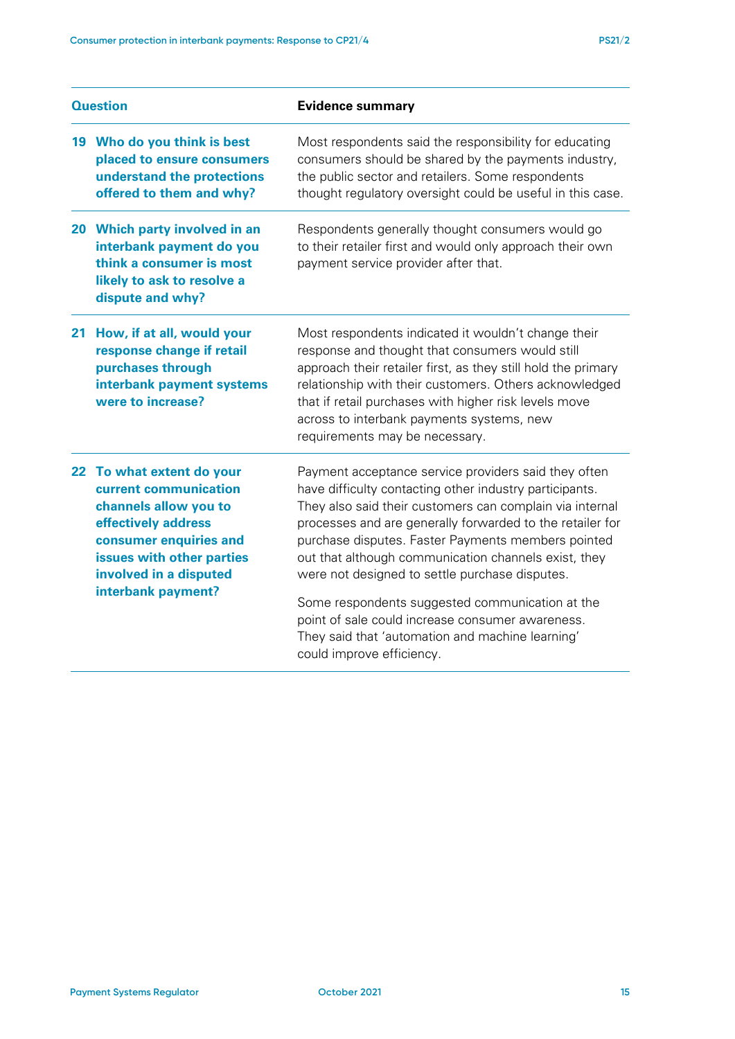| Question | Evidence summary |
|---|---|
| **19 Who do you think is best placed to ensure consumers understand the protections offered to them and why?** | Most respondents said the responsibility for educating consumers should be shared by the payments industry, the public sector and retailers. Some respondents thought regulatory oversight could be useful in this case. |
| **20 Which party involved in an interbank payment do you think a consumer is most likely to ask to resolve a dispute and why?** | Respondents generally thought consumers would go to their retailer first and would only approach their own payment service provider after that. |
| **21 How, if at all, would your response change if retail purchases through interbank payment systems were to increase?** | Most respondents indicated it wouldn't change their response and thought that consumers would still approach their retailer first, as they still hold the primary relationship with their customers. Others acknowledged that if retail purchases with higher risk levels move across to interbank payments systems, new requirements may be necessary. |
| **22 To what extent do your current communication channels allow you to effectively address consumer enquiries and issues with other parties involved in a disputed interbank payment?** | Payment acceptance service providers said they often have difficulty contacting other industry participants. They also said their customers can complain via internal processes and are generally forwarded to the retailer for purchase disputes. Faster Payments members pointed out that although communication channels exist, they were not designed to settle purchase disputes.<br><br>Some respondents suggested communication at the point of sale could increase consumer awareness. They said that 'automation and machine learning' could improve efficiency. |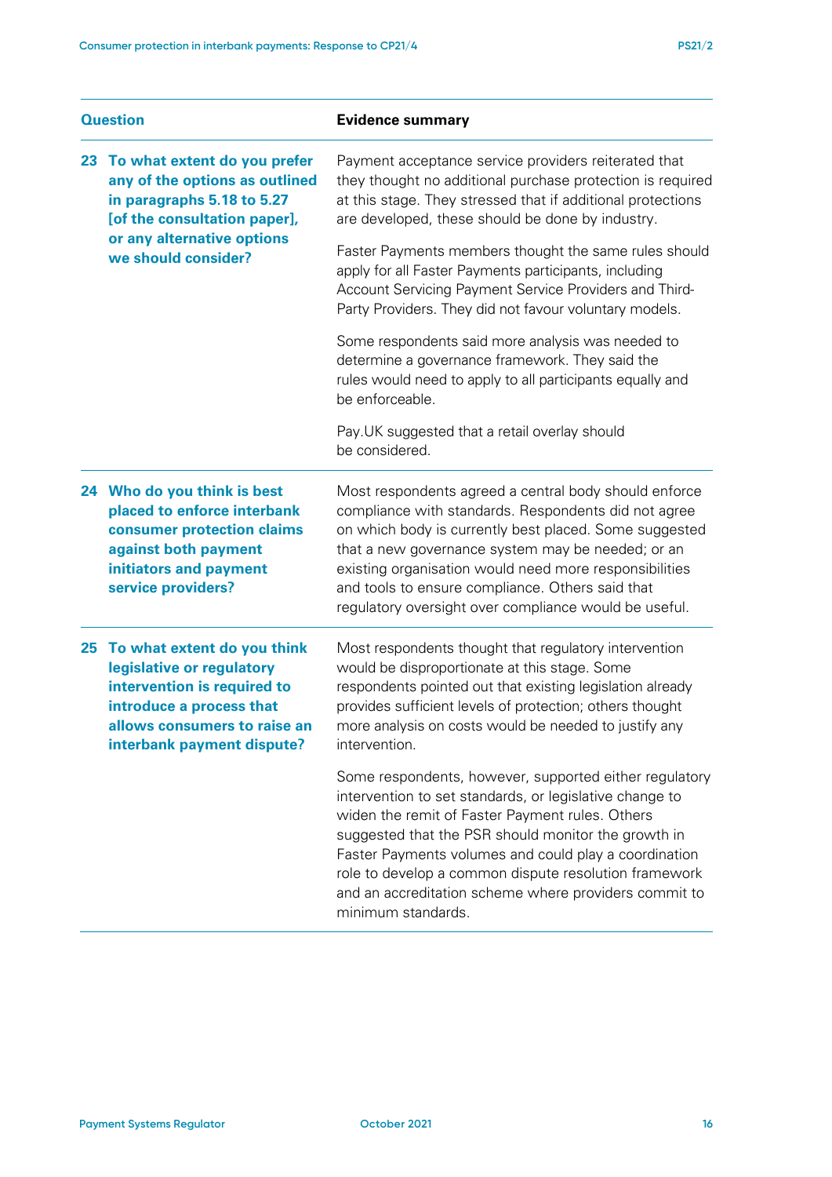| Question | Evidence summary |
|---|---|
| **23 To what extent do you prefer any of the options as outlined in paragraphs 5.18 to 5.27 [of the consultation paper], or any alternative options we should consider?** | Payment acceptance service providers reiterated that they thought no additional purchase protection is required at this stage. They stressed that if additional protections are developed, these should be done by industry.<br><br>Faster Payments members thought the same rules should apply for all Faster Payments participants, including Account Servicing Payment Service Providers and Third-Party Providers. They did not favour voluntary models.<br><br>Some respondents said more analysis was needed to determine a governance framework. They said the rules would need to apply to all participants equally and be enforceable.<br><br>Pay.UK suggested that a retail overlay should be considered. |
| **24 Who do you think is best placed to enforce interbank consumer protection claims against both payment initiators and payment service providers?** | Most respondents agreed a central body should enforce compliance with standards. Respondents did not agree on which body is currently best placed. Some suggested that a new governance system may be needed; or an existing organisation would need more responsibilities and tools to ensure compliance. Others said that regulatory oversight over compliance would be useful. |
| **25 To what extent do you think legislative or regulatory intervention is required to introduce a process that allows consumers to raise an interbank payment dispute?** | Most respondents thought that regulatory intervention would be disproportionate at this stage. Some respondents pointed out that existing legislation already provides sufficient levels of protection; others thought more analysis on costs would be needed to justify any intervention.<br><br>Some respondents, however, supported either regulatory intervention to set standards, or legislative change to widen the remit of Faster Payment rules. Others suggested that the PSR should monitor the growth in Faster Payments volumes and could play a coordination role to develop a common dispute resolution framework and an accreditation scheme where providers commit to minimum standards. |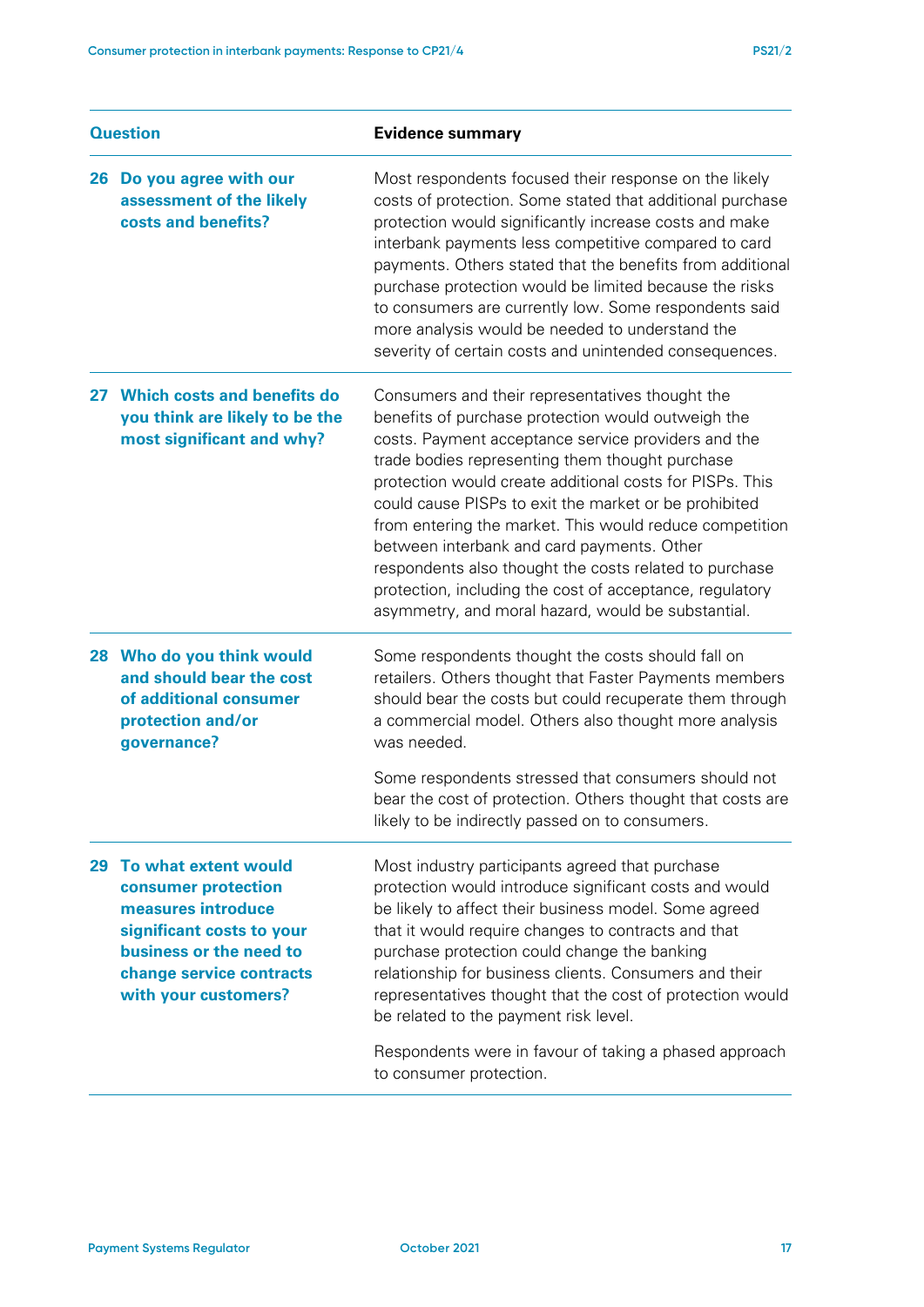| Question | Evidence summary |
|---|---|
| **26 Do you agree with our assessment of the likely costs and benefits?** | Most respondents focused their response on the likely costs of protection. Some stated that additional purchase protection would significantly increase costs and make interbank payments less competitive compared to card payments. Others stated that the benefits from additional purchase protection would be limited because the risks to consumers are currently low. Some respondents said more analysis would be needed to understand the severity of certain costs and unintended consequences. |
| **27 Which costs and benefits do you think are likely to be the most significant and why?** | Consumers and their representatives thought the benefits of purchase protection would outweigh the costs. Payment acceptance service providers and the trade bodies representing them thought purchase protection would create additional costs for PISPs. This could cause PISPs to exit the market or be prohibited from entering the market. This would reduce competition between interbank and card payments. Other respondents also thought the costs related to purchase protection, including the cost of acceptance, regulatory asymmetry, and moral hazard, would be substantial. |
| **28 Who do you think would and should bear the cost of additional consumer protection and/or governance?** | Some respondents thought the costs should fall on retailers. Others thought that Faster Payments members should bear the costs but could recuperate them through a commercial model. Others also thought more analysis was needed.<br><br>Some respondents stressed that consumers should not bear the cost of protection. Others thought that costs are likely to be indirectly passed on to consumers. |
| **29 To what extent would consumer protection measures introduce significant costs to your business or the need to change service contracts with your customers?** | Most industry participants agreed that purchase protection would introduce significant costs and would be likely to affect their business model. Some agreed that it would require changes to contracts and that purchase protection could change the banking relationship for business clients. Consumers and their representatives thought that the cost of protection would be related to the payment risk level.<br><br>Respondents were in favour of taking a phased approach to consumer protection. |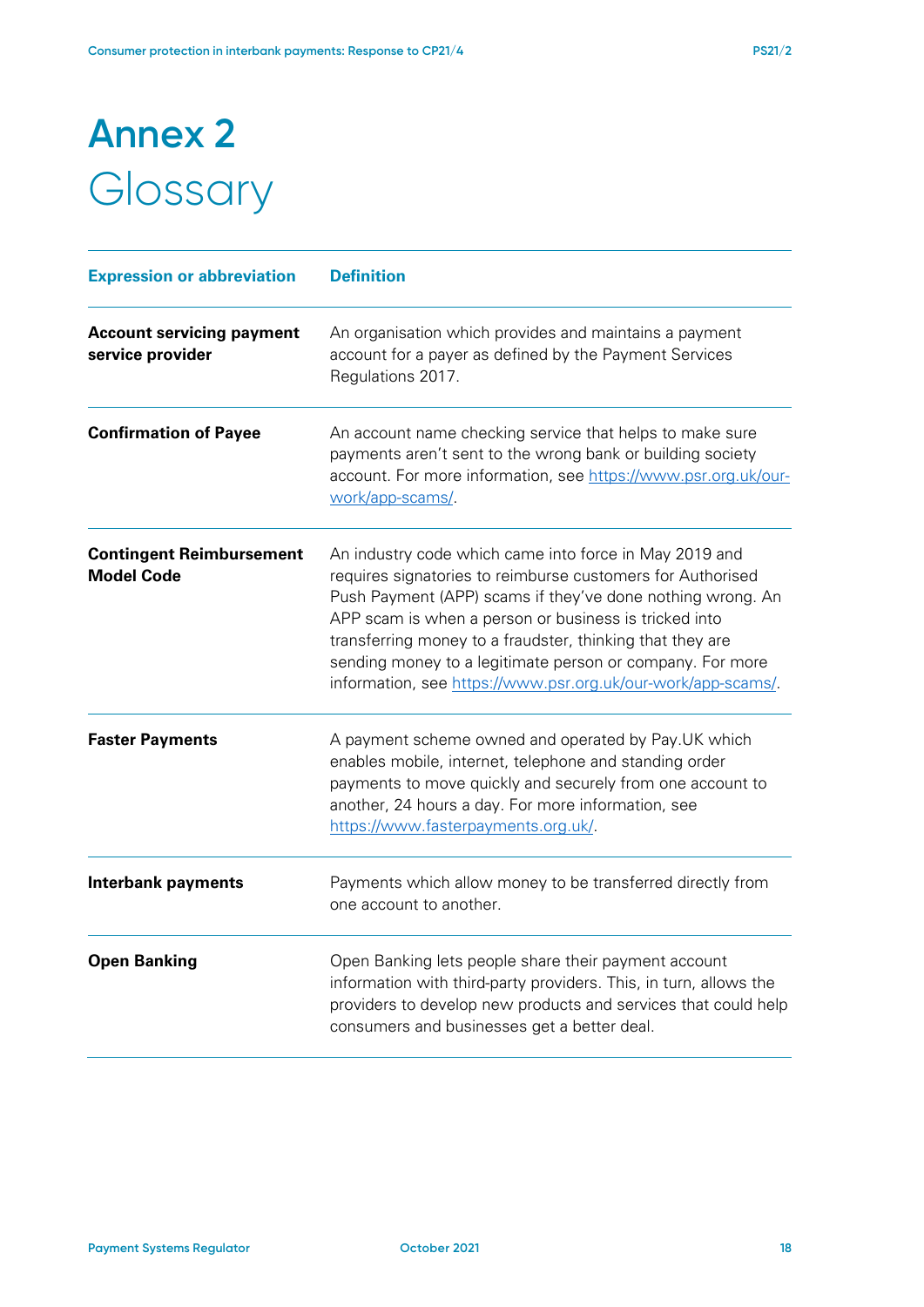# Annex 2
## Glossary

| Expression or abbreviation | Definition |
|---|---|
| **Account servicing payment service provider** | An organisation which provides and maintains a payment account for a payer as defined by the Payment Services Regulations 2017. |
| **Confirmation of Payee** | An account name checking service that helps to make sure payments aren't sent to the wrong bank or building society account. For more information, see https://www.psr.org.uk/our-work/app-scams/. |
| **Contingent Reimbursement Model Code** | An industry code which came into force in May 2019 and requires signatories to reimburse customers for Authorised Push Payment (APP) scams if they've done nothing wrong. An APP scam is when a person or business is tricked into transferring money to a fraudster, thinking that they are sending money to a legitimate person or company. For more information, see https://www.psr.org.uk/our-work/app-scams/. |
| **Faster Payments** | A payment scheme owned and operated by Pay.UK which enables mobile, internet, telephone and standing order payments to move quickly and securely from one account to another, 24 hours a day. For more information, see https://www.fasterpayments.org.uk/. |
| **Interbank payments** | Payments which allow money to be transferred directly from one account to another. |
| **Open Banking** | Open Banking lets people share their payment account information with third-party providers. This, in turn, allows the providers to develop new products and services that could help consumers and businesses get a better deal. |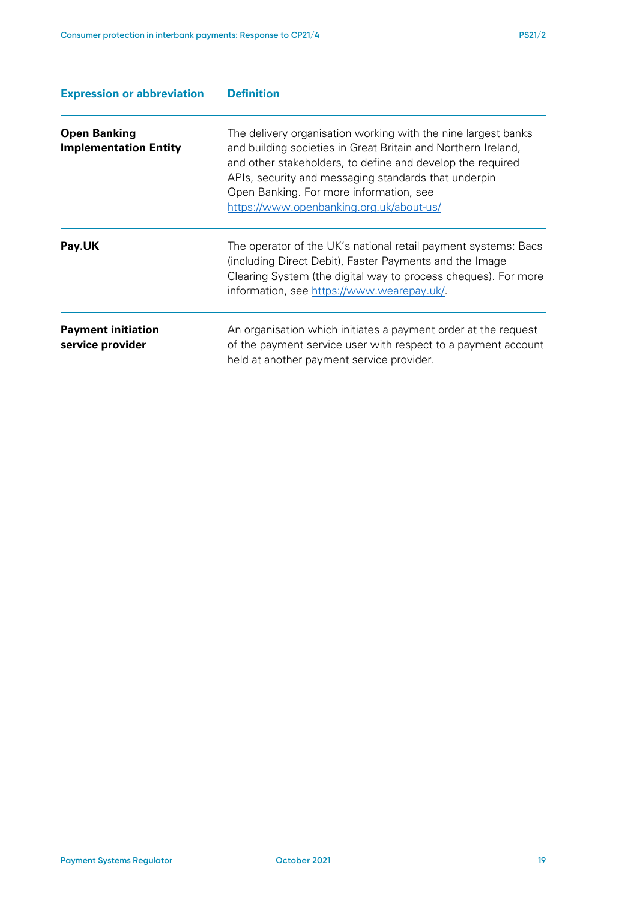| Expression or abbreviation | Definition |
|---|---|
| **Open Banking Implementation Entity** | The delivery organisation working with the nine largest banks and building societies in Great Britain and Northern Ireland, and other stakeholders, to define and develop the required APIs, security and messaging standards that underpin Open Banking. For more information, see https://www.openbanking.org.uk/about-us/ |
| **Pay.UK** | The operator of the UK's national retail payment systems: Bacs (including Direct Debit), Faster Payments and the Image Clearing System (the digital way to process cheques). For more information, see https://www.wearepay.uk/. |
| **Payment initiation service provider** | An organisation which initiates a payment order at the request of the payment service user with respect to a payment account held at another payment service provider. |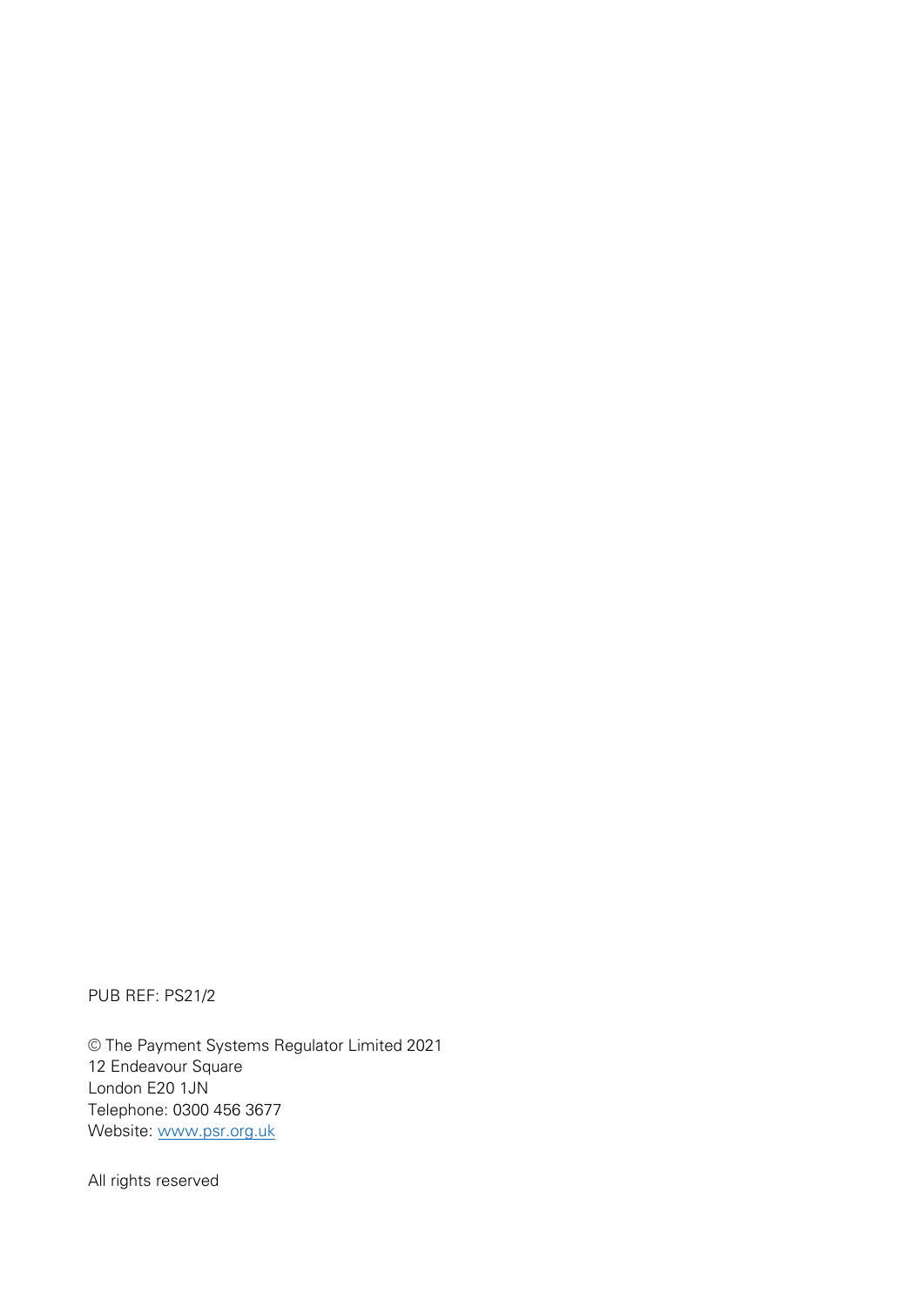PUB REF: PS21/2

© The Payment Systems Regulator Limited 2021
12 Endeavour Square
London E20 1JN
Telephone: 0300 456 3677
Website: [www.psr.org.uk](http://www.psr.org.uk)

All rights reserved